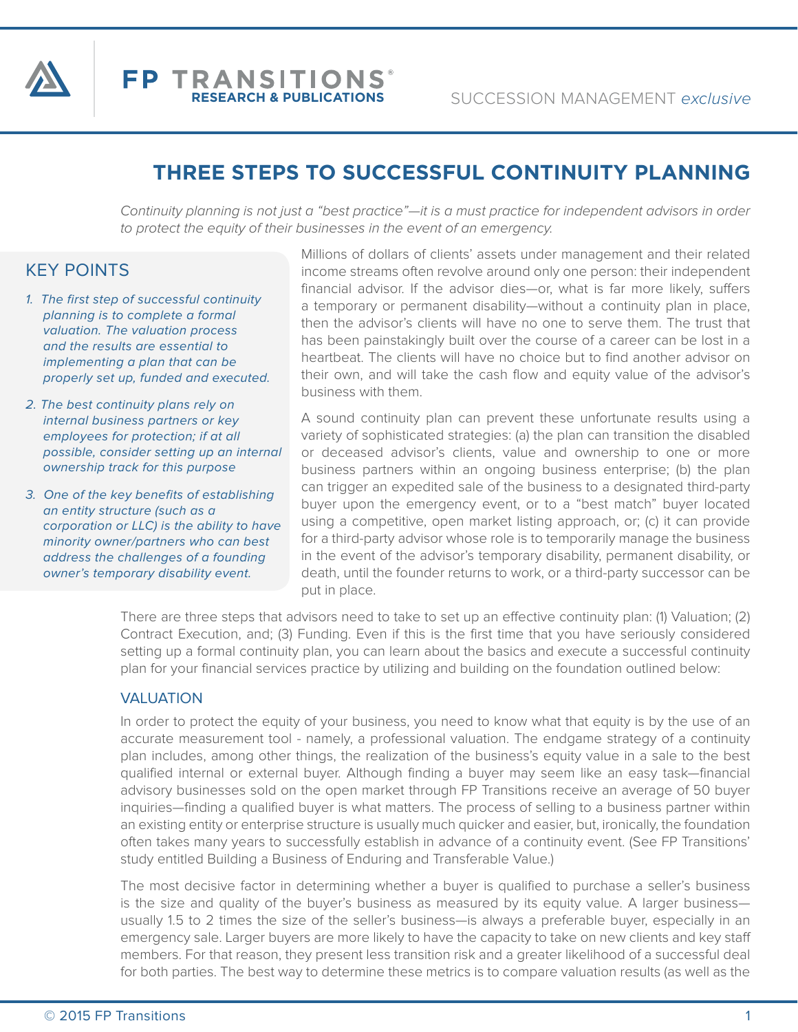# THREE STEPS TO SUCCESSFUL CONTINUITY PLANNING

*Continuity planning is not just a "best practice"—it is a must practice for independent advisors in order to protect the equity of their businesses in the event of an emergency.*

## KEY POINTS

1. *The first step of successful continuity planning is to complete a formal valuation. The valuation process and the results are essential to implementing a plan that can be properly set up, funded and executed.*
2. *The best continuity plans rely on internal business partners or key employees for protection; if at all possible, consider setting up an internal ownership track for this purpose*
3. *One of the key benefits of establishing an entity structure (such as a corporation or LLC) is the ability to have minority owner/partners who can best address the challenges of a founding owner's temporary disability event.*

Millions of dollars of clients' assets under management and their related income streams often revolve around only one person: their independent financial advisor. If the advisor dies—or, what is far more likely, suffers a temporary or permanent disability—without a continuity plan in place, then the advisor's clients will have no one to serve them. The trust that has been painstakingly built over the course of a career can be lost in a heartbeat. The clients will have no choice but to find another advisor on their own, and will take the cash flow and equity value of the advisor's business with them.

A sound continuity plan can prevent these unfortunate results using a variety of sophisticated strategies: (a) the plan can transition the disabled or deceased advisor's clients, value and ownership to one or more business partners within an ongoing business enterprise; (b) the plan can trigger an expedited sale of the business to a designated third-party buyer upon the emergency event, or to a "best match" buyer located using a competitive, open market listing approach, or; (c) it can provide for a third-party advisor whose role is to temporarily manage the business in the event of the advisor's temporary disability, permanent disability, or death, until the founder returns to work, or a third-party successor can be put in place.

There are three steps that advisors need to take to set up an effective continuity plan: (1) Valuation; (2) Contract Execution, and; (3) Funding. Even if this is the first time that you have seriously considered setting up a formal continuity plan, you can learn about the basics and execute a successful continuity plan for your financial services practice by utilizing and building on the foundation outlined below:

## VALUATION

In order to protect the equity of your business, you need to know what that equity is by the use of an accurate measurement tool - namely, a professional valuation. The endgame strategy of a continuity plan includes, among other things, the realization of the business's equity value in a sale to the best qualified internal or external buyer. Although finding a buyer may seem like an easy task—financial advisory businesses sold on the open market through FP Transitions receive an average of 50 buyer inquiries—finding a qualified buyer is what matters. The process of selling to a business partner within an existing entity or enterprise structure is usually much quicker and easier, but, ironically, the foundation often takes many years to successfully establish in advance of a continuity event. (See FP Transitions' study entitled Building a Business of Enduring and Transferable Value.)

The most decisive factor in determining whether a buyer is qualified to purchase a seller's business is the size and quality of the buyer's business as measured by its equity value. A larger business—usually 1.5 to 2 times the size of the seller's business—is always a preferable buyer, especially in an emergency sale. Larger buyers are more likely to have the capacity to take on new clients and key staff members. For that reason, they present less transition risk and a greater likelihood of a successful deal for both parties. The best way to determine these metrics is to compare valuation results (as well as the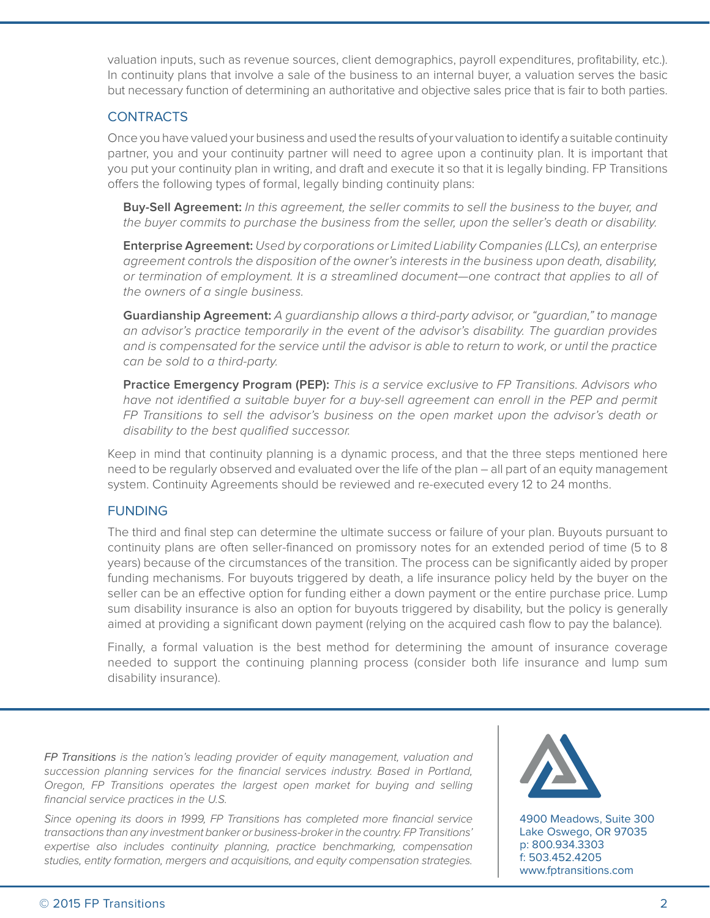valuation inputs, such as revenue sources, client demographics, payroll expenditures, profitability, etc.). In continuity plans that involve a sale of the business to an internal buyer, a valuation serves the basic but necessary function of determining an authoritative and objective sales price that is fair to both parties.

## CONTRACTS

Once you have valued your business and used the results of your valuation to identify a suitable continuity partner, you and your continuity partner will need to agree upon a continuity plan. It is important that you put your continuity plan in writing, and draft and execute it so that it is legally binding. FP Transitions offers the following types of formal, legally binding continuity plans:

**Buy-Sell Agreement:** *In this agreement, the seller commits to sell the business to the buyer, and the buyer commits to purchase the business from the seller, upon the seller's death or disability.*

**Enterprise Agreement:** *Used by corporations or Limited Liability Companies (LLCs), an enterprise agreement controls the disposition of the owner's interests in the business upon death, disability, or termination of employment. It is a streamlined document—one contract that applies to all of the owners of a single business.*

**Guardianship Agreement:** *A guardianship allows a third-party advisor, or "guardian," to manage an advisor's practice temporarily in the event of the advisor's disability. The guardian provides and is compensated for the service until the advisor is able to return to work, or until the practice can be sold to a third-party.*

**Practice Emergency Program (PEP):** *This is a service exclusive to FP Transitions. Advisors who have not identified a suitable buyer for a buy-sell agreement can enroll in the PEP and permit FP Transitions to sell the advisor's business on the open market upon the advisor's death or disability to the best qualified successor.*

Keep in mind that continuity planning is a dynamic process, and that the three steps mentioned here need to be regularly observed and evaluated over the life of the plan – all part of an equity management system. Continuity Agreements should be reviewed and re-executed every 12 to 24 months.

## FUNDING

The third and final step can determine the ultimate success or failure of your plan. Buyouts pursuant to continuity plans are often seller-financed on promissory notes for an extended period of time (5 to 8 years) because of the circumstances of the transition. The process can be significantly aided by proper funding mechanisms. For buyouts triggered by death, a life insurance policy held by the buyer on the seller can be an effective option for funding either a down payment or the entire purchase price. Lump sum disability insurance is also an option for buyouts triggered by disability, but the policy is generally aimed at providing a significant down payment (relying on the acquired cash flow to pay the balance).

Finally, a formal valuation is the best method for determining the amount of insurance coverage needed to support the continuing planning process (consider both life insurance and lump sum disability insurance).

---

*FP Transitions is the nation's leading provider of equity management, valuation and succession planning services for the financial services industry. Based in Portland, Oregon, FP Transitions operates the largest open market for buying and selling financial service practices in the U.S.*

*Since opening its doors in 1999, FP Transitions has completed more financial service transactions than any investment banker or business-broker in the country. FP Transitions' expertise also includes continuity planning, practice benchmarking, compensation studies, entity formation, mergers and acquisitions, and equity compensation strategies.*

4900 Meadows, Suite 300
Lake Oswego, OR 97035
p: 800.934.3303
f: 503.452.4205
www.fptransitions.com

© 2015 FP Transitions